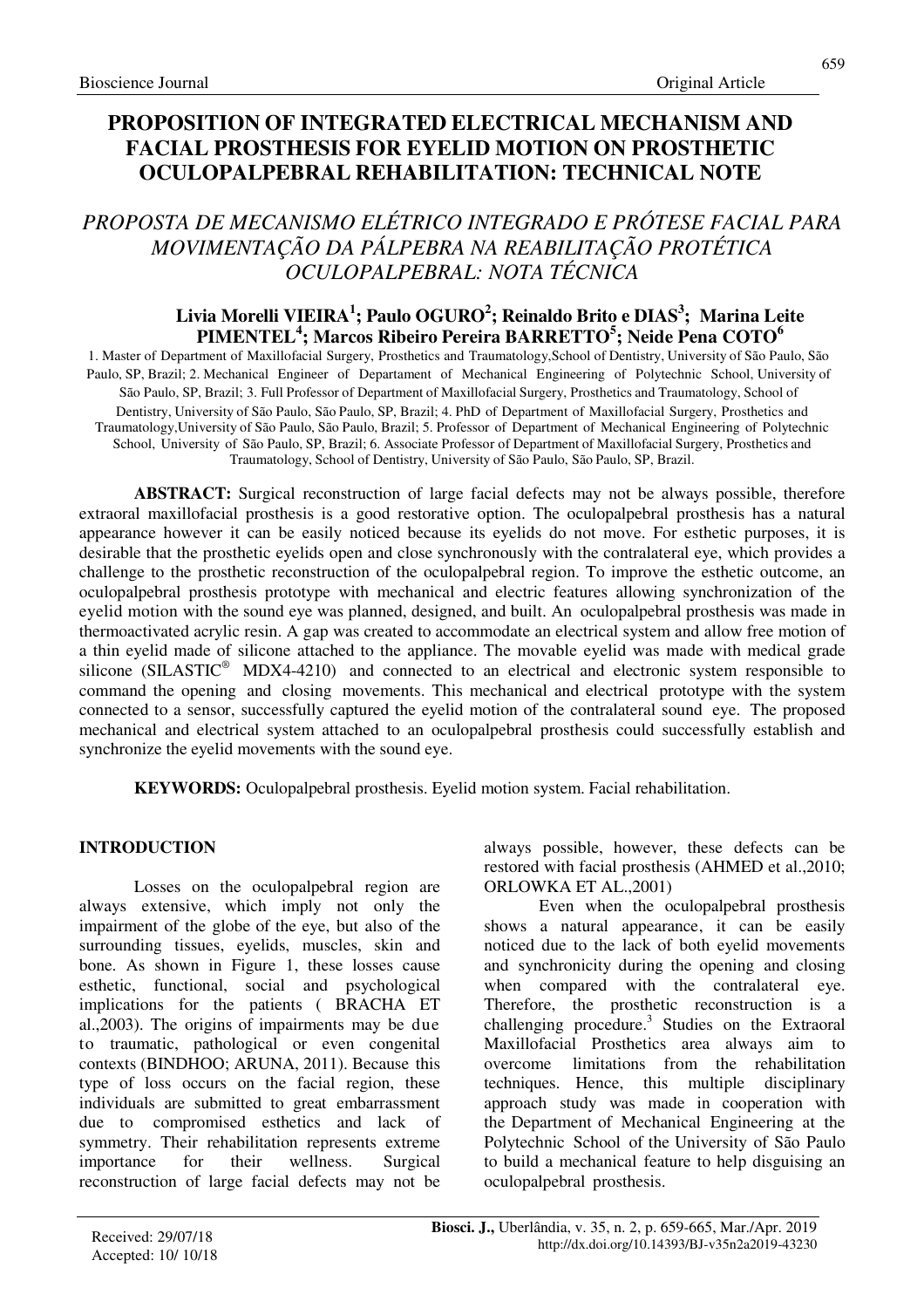# PROPOSITION OF INTEGRATED ELECTRICAL MECHANISM AND FACIAL PROSTHESIS FOR EYELID MOTION ON PROSTHETIC OCULOPALPEBRAL REHABILITATION: TECHNICAL NOTE

## *PROPOSTA DE MECANISMO ELÉTRICO INTEGRADO E PRÓTESE FACIAL PARA MOVIMENTAÇÃO DA PÁLPEBRA NA REABILITAÇÃO PROTÉTICA OCULOPALPEBRAL: NOTA TÉCNICA*

**Livia Morelli VIEIRA[1]; Paulo OGURO[2]; Reinaldo Brito e DIAS[3]; Marina Leite PIMENTEL[4]; Marcos Ribeiro Pereira BARRETTO[5]; Neide Pena COTO[6]**

1. Master of Department of Maxillofacial Surgery, Prosthetics and Traumatology,School of Dentistry, University of São Paulo, São Paulo, SP, Brazil; 2. Mechanical Engineer of Departament of Mechanical Engineering of Polytechnic School, University of São Paulo, SP, Brazil; 3. Full Professor of Department of Maxillofacial Surgery, Prosthetics and Traumatology, School of Dentistry, University of São Paulo, São Paulo, SP, Brazil; 4. PhD of Department of Maxillofacial Surgery, Prosthetics and Traumatology,University of São Paulo, São Paulo, Brazil; 5. Professor of Department of Mechanical Engineering of Polytechnic School, University of São Paulo, SP, Brazil; 6. Associate Professor of Department of Maxillofacial Surgery, Prosthetics and Traumatology, School of Dentistry, University of São Paulo, São Paulo, SP, Brazil.

**ABSTRACT:** Surgical reconstruction of large facial defects may not be always possible, therefore extraoral maxillofacial prosthesis is a good restorative option. The oculopalpebral prosthesis has a natural appearance however it can be easily noticed because its eyelids do not move. For esthetic purposes, it is desirable that the prosthetic eyelids open and close synchronously with the contralateral eye, which provides a challenge to the prosthetic reconstruction of the oculopalpebral region. To improve the esthetic outcome, an oculopalpebral prosthesis prototype with mechanical and electric features allowing synchronization of the eyelid motion with the sound eye was planned, designed, and built. An oculopalpebral prosthesis was made in thermoactivated acrylic resin. A gap was created to accommodate an electrical system and allow free motion of a thin eyelid made of silicone attached to the appliance. The movable eyelid was made with medical grade silicone (SILASTIC® MDX4-4210) and connected to an electrical and electronic system responsible to command the opening and closing movements. This mechanical and electrical prototype with the system connected to a sensor, successfully captured the eyelid motion of the contralateral sound eye. The proposed mechanical and electrical system attached to an oculopalpebral prosthesis could successfully establish and synchronize the eyelid movements with the sound eye.

**KEYWORDS:** Oculopalpebral prosthesis. Eyelid motion system. Facial rehabilitation.

## INTRODUCTION

Losses on the oculopalpebral region are always extensive, which imply not only the impairment of the globe of the eye, but also of the surrounding tissues, eyelids, muscles, skin and bone. As shown in Figure 1, these losses cause esthetic, functional, social and psychological implications for the patients ( BRACHA ET al.,2003). The origins of impairments may be due to traumatic, pathological or even congenital contexts (BINDHOO; ARUNA, 2011). Because this type of loss occurs on the facial region, these individuals are submitted to great embarrassment due to compromised esthetics and lack of symmetry. Their rehabilitation represents extreme importance for their wellness. Surgical reconstruction of large facial defects may not be always possible, however, these defects can be restored with facial prosthesis (AHMED et al.,2010; ORLOWKA ET AL.,2001)

Even when the oculopalpebral prosthesis shows a natural appearance, it can be easily noticed due to the lack of both eyelid movements and synchronicity during the opening and closing when compared with the contralateral eye. Therefore, the prosthetic reconstruction is a challenging procedure.[3] Studies on the Extraoral Maxillofacial Prosthetics area always aim to overcome limitations from the rehabilitation techniques. Hence, this multiple disciplinary approach study was made in cooperation with the Department of Mechanical Engineering at the Polytechnic School of the University of São Paulo to build a mechanical feature to help disguising an oculopalpebral prosthesis.

Received: 29/07/18
Accepted: 10/ 10/18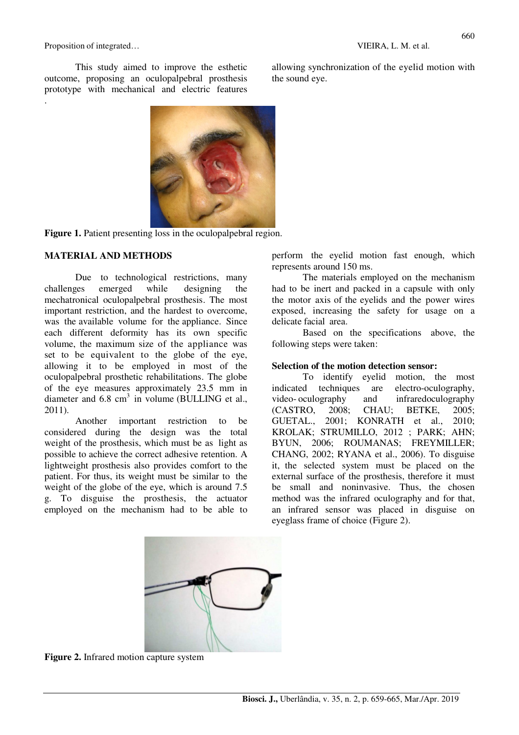This study aimed to improve the esthetic outcome, proposing an oculopalpebral prosthesis prototype with mechanical and electric features allowing synchronization of the eyelid motion with the sound eye.

**Figure 1.** Patient presenting loss in the oculopalpebral region.

## MATERIAL AND METHODS

Due to technological restrictions, many challenges emerged while designing the mechatronical oculopalpebral prosthesis. The most important restriction, and the hardest to overcome, was the available volume for the appliance. Since each different deformity has its own specific volume, the maximum size of the appliance was set to be equivalent to the globe of the eye, allowing it to be employed in most of the oculopalpebral prosthetic rehabilitations. The globe of the eye measures approximately 23.5 mm in diameter and 6.8 cm$^3$ in volume (BULLING et al., 2011).

Another important restriction to be considered during the design was the total weight of the prosthesis, which must be as light as possible to achieve the correct adhesive retention. A lightweight prosthesis also provides comfort to the patient. For thus, its weight must be similar to the weight of the globe of the eye, which is around 7.5 g. To disguise the prosthesis, the actuator employed on the mechanism had to be able to perform the eyelid motion fast enough, which represents around 150 ms.

The materials employed on the mechanism had to be inert and packed in a capsule with only the motor axis of the eyelids and the power wires exposed, increasing the safety for usage on a delicate facial area.

Based on the specifications above, the following steps were taken:

**Selection of the motion detection sensor:**

To identify eyelid motion, the most indicated techniques are electro-oculography, video- oculography and infraredoculography (CASTRO, 2008; CHAU; BETKE, 2005; GUETAL., 2001; KONRATH et al., 2010; KROLAK; STRUMILLO, 2012 ; PARK; AHN; BYUN, 2006; ROUMANAS; FREYMILLER; CHANG, 2002; RYANA et al., 2006). To disguise it, the selected system must be placed on the external surface of the prosthesis, therefore it must be small and noninvasive. Thus, the chosen method was the infrared oculography and for that, an infrared sensor was placed in disguise on eyeglass frame of choice (Figure 2).

**Figure 2.** Infrared motion capture system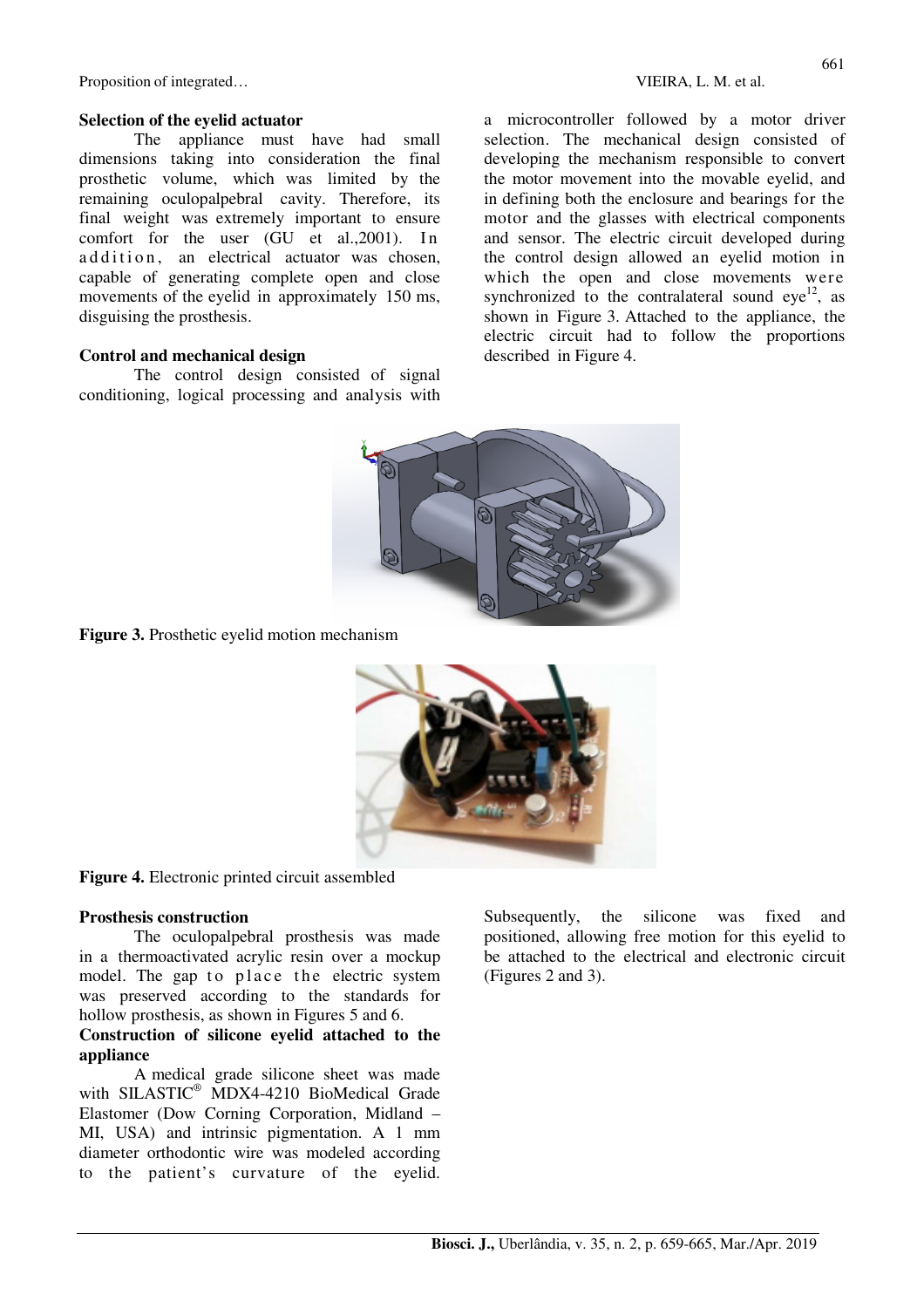### Selection of the eyelid actuator

The appliance must have had small dimensions taking into consideration the final prosthetic volume, which was limited by the remaining oculopalpebral cavity. Therefore, its final weight was extremely important to ensure comfort for the user (GU et al.,2001). In addition, an electrical actuator was chosen, capable of generating complete open and close movements of the eyelid in approximately 150 ms, disguising the prosthesis.

### Control and mechanical design

The control design consisted of signal conditioning, logical processing and analysis with a microcontroller followed by a motor driver selection. The mechanical design consisted of developing the mechanism responsible to convert the motor movement into the movable eyelid, and in defining both the enclosure and bearings for the motor and the glasses with electrical components and sensor. The electric circuit developed during the control design allowed an eyelid motion in which the open and close movements were synchronized to the contralateral sound eye[12], as shown in Figure 3. Attached to the appliance, the electric circuit had to follow the proportions described in Figure 4.

**Figure 3.** Prosthetic eyelid motion mechanism

**Figure 4.** Electronic printed circuit assembled

### Prosthesis construction

The oculopalpebral prosthesis was made in a thermoactivated acrylic resin over a mockup model. The gap to place the electric system was preserved according to the standards for hollow prosthesis, as shown in Figures 5 and 6.

### Construction of silicone eyelid attached to the appliance

A medical grade silicone sheet was made with SILASTIC® MDX4-4210 BioMedical Grade Elastomer (Dow Corning Corporation, Midland – MI, USA) and intrinsic pigmentation. A 1 mm diameter orthodontic wire was modeled according to the patient's curvature of the eyelid. Subsequently, the silicone was fixed and positioned, allowing free motion for this eyelid to be attached to the electrical and electronic circuit (Figures 2 and 3).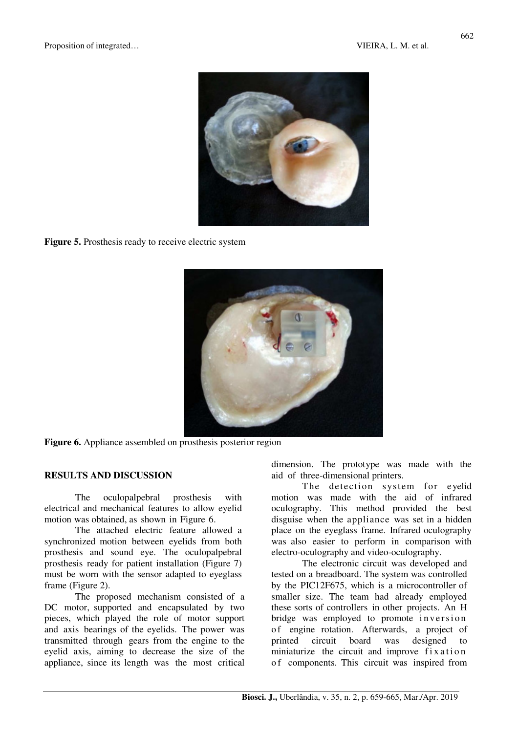**Figure 5.** Prosthesis ready to receive electric system

**Figure 6.** Appliance assembled on prosthesis posterior region

## RESULTS AND DISCUSSION

The oculopalpebral prosthesis with electrical and mechanical features to allow eyelid motion was obtained, as shown in Figure 6.

The attached electric feature allowed a synchronized motion between eyelids from both prosthesis and sound eye. The oculopalpebral prosthesis ready for patient installation (Figure 7) must be worn with the sensor adapted to eyeglass frame (Figure 2).

The proposed mechanism consisted of a DC motor, supported and encapsulated by two pieces, which played the role of motor support and axis bearings of the eyelids. The power was transmitted through gears from the engine to the eyelid axis, aiming to decrease the size of the appliance, since its length was the most critical dimension. The prototype was made with the aid of three-dimensional printers.

The detection system for eyelid motion was made with the aid of infrared oculography. This method provided the best disguise when the appliance was set in a hidden place on the eyeglass frame. Infrared oculography was also easier to perform in comparison with electro-oculography and video-oculography.

The electronic circuit was developed and tested on a breadboard. The system was controlled by the PIC12F675, which is a microcontroller of smaller size. The team had already employed these sorts of controllers in other projects. An H bridge was employed to promote inversion of engine rotation. Afterwards, a project of printed circuit board was designed to miniaturize the circuit and improve fixation of components. This circuit was inspired from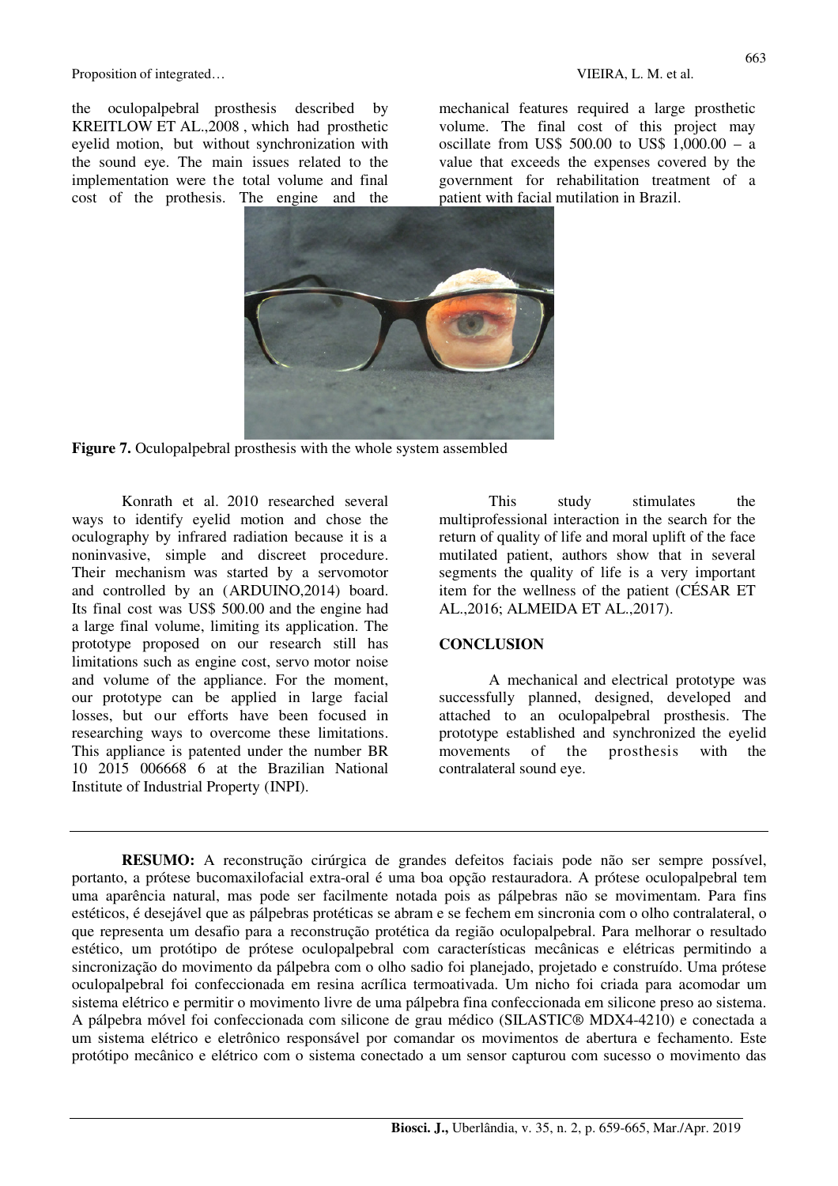the oculopalpebral prosthesis described by KREITLOW ET AL.,2008 , which had prosthetic eyelid motion, but without synchronization with the sound eye. The main issues related to the implementation were the total volume and final cost of the prothesis. The engine and the mechanical features required a large prosthetic volume. The final cost of this project may oscillate from US$ 500.00 to US$ 1,000.00 – a value that exceeds the expenses covered by the government for rehabilitation treatment of a patient with facial mutilation in Brazil.

**Figure 7.** Oculopalpebral prosthesis with the whole system assembled

Konrath et al. 2010 researched several ways to identify eyelid motion and chose the oculography by infrared radiation because it is a noninvasive, simple and discreet procedure. Their mechanism was started by a servomotor and controlled by an (ARDUINO,2014) board. Its final cost was US$ 500.00 and the engine had a large final volume, limiting its application. The prototype proposed on our research still has limitations such as engine cost, servo motor noise and volume of the appliance. For the moment, our prototype can be applied in large facial losses, but our efforts have been focused in researching ways to overcome these limitations. This appliance is patented under the number BR 10 2015 006668 6 at the Brazilian National Institute of Industrial Property (INPI).

This study stimulates the multiprofessional interaction in the search for the return of quality of life and moral uplift of the face mutilated patient, authors show that in several segments the quality of life is a very important item for the wellness of the patient (CÉSAR ET AL.,2016; ALMEIDA ET AL.,2017).

## CONCLUSION

A mechanical and electrical prototype was successfully planned, designed, developed and attached to an oculopalpebral prosthesis. The prototype established and synchronized the eyelid movements of the prosthesis with the contralateral sound eye.

---

**RESUMO:** A reconstrução cirúrgica de grandes defeitos faciais pode não ser sempre possível, portanto, a prótese bucomaxilofacial extra-oral é uma boa opção restauradora. A prótese oculopalpebral tem uma aparência natural, mas pode ser facilmente notada pois as pálpebras não se movimentam. Para fins estéticos, é desejável que as pálpebras protéticas se abram e se fechem em sincronia com o olho contralateral, o que representa um desafio para a reconstrução protética da região oculopalpebral. Para melhorar o resultado estético, um protótipo de prótese oculopalpebral com características mecânicas e elétricas permitindo a sincronização do movimento da pálpebra com o olho sadio foi planejado, projetado e construído. Uma prótese oculopalpebral foi confeccionada em resina acrílica termoativada. Um nicho foi criada para acomodar um sistema elétrico e permitir o movimento livre de uma pálpebra fina confeccionada em silicone preso ao sistema. A pálpebra móvel foi confeccionada com silicone de grau médico (SILASTIC® MDX4-4210) e conectada a um sistema elétrico e eletrônico responsável por comandar os movimentos de abertura e fechamento. Este protótipo mecânico e elétrico com o sistema conectado a um sensor capturou com sucesso o movimento das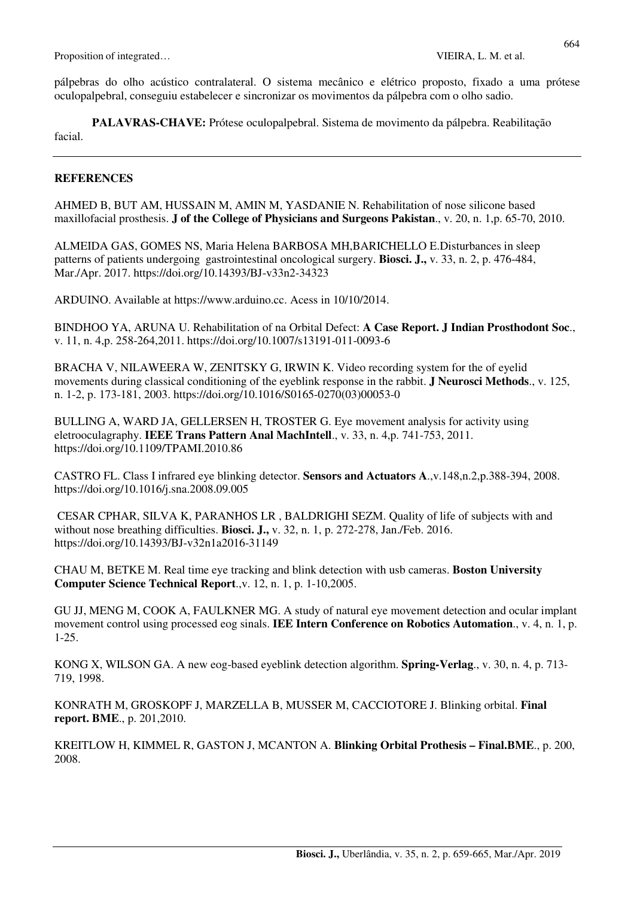pálpebras do olho acústico contralateral. O sistema mecânico e elétrico proposto, fixado a uma prótese oculopalpebral, conseguiu estabelecer e sincronizar os movimentos da pálpebra com o olho sadio.

**PALAVRAS-CHAVE:** Prótese oculopalpebral. Sistema de movimento da pálpebra. Reabilitação facial.

---

## REFERENCES

AHMED B, BUT AM, HUSSAIN M, AMIN M, YASDANIE N. Rehabilitation of nose silicone based maxillofacial prosthesis. **J of the College of Physicians and Surgeons Pakistan**., v. 20, n. 1,p. 65-70, 2010.

ALMEIDA GAS, GOMES NS, Maria Helena BARBOSA MH,BARICHELLO E.Disturbances in sleep patterns of patients undergoing gastrointestinal oncological surgery. **Biosci. J.,** v. 33, n. 2, p. 476-484, Mar./Apr. 2017. https://doi.org/10.14393/BJ-v33n2-34323

ARDUINO. Available at https://www.arduino.cc. Acess in 10/10/2014.

BINDHOO YA, ARUNA U. Rehabilitation of na Orbital Defect: **A Case Report. J Indian Prosthodont Soc**., v. 11, n. 4,p. 258-264,2011. https://doi.org/10.1007/s13191-011-0093-6

BRACHA V, NILAWEERA W, ZENITSKY G, IRWIN K. Video recording system for the of eyelid movements during classical conditioning of the eyeblink response in the rabbit. **J Neurosci Methods**., v. 125, n. 1-2, p. 173-181, 2003. https://doi.org/10.1016/S0165-0270(03)00053-0

BULLING A, WARD JA, GELLERSEN H, TROSTER G. Eye movement analysis for activity using eletrooculagraphy. **IEEE Trans Pattern Anal MachIntell**., v. 33, n. 4,p. 741-753, 2011. https://doi.org/10.1109/TPAMI.2010.86

CASTRO FL. Class I infrared eye blinking detector. **Sensors and Actuators A**.,v.148,n.2,p.388-394, 2008. https://doi.org/10.1016/j.sna.2008.09.005

CESAR CPHAR, SILVA K, PARANHOS LR , BALDRIGHI SEZM. Quality of life of subjects with and without nose breathing difficulties. **Biosci. J.,** v. 32, n. 1, p. 272-278, Jan./Feb. 2016. https://doi.org/10.14393/BJ-v32n1a2016-31149

CHAU M, BETKE M. Real time eye tracking and blink detection with usb cameras. **Boston University Computer Science Technical Report**.,v. 12, n. 1, p. 1-10,2005.

GU JJ, MENG M, COOK A, FAULKNER MG. A study of natural eye movement detection and ocular implant movement control using processed eog sinals. **IEE Intern Conference on Robotics Automation**., v. 4, n. 1, p. 1-25.

KONG X, WILSON GA. A new eog-based eyeblink detection algorithm. **Spring-Verlag**., v. 30, n. 4, p. 713-719, 1998.

KONRATH M, GROSKOPF J, MARZELLA B, MUSSER M, CACCIOTORE J. Blinking orbital. **Final report. BME**., p. 201,2010.

KREITLOW H, KIMMEL R, GASTON J, MCANTON A. **Blinking Orbital Prothesis – Final.BME**., p. 200, 2008.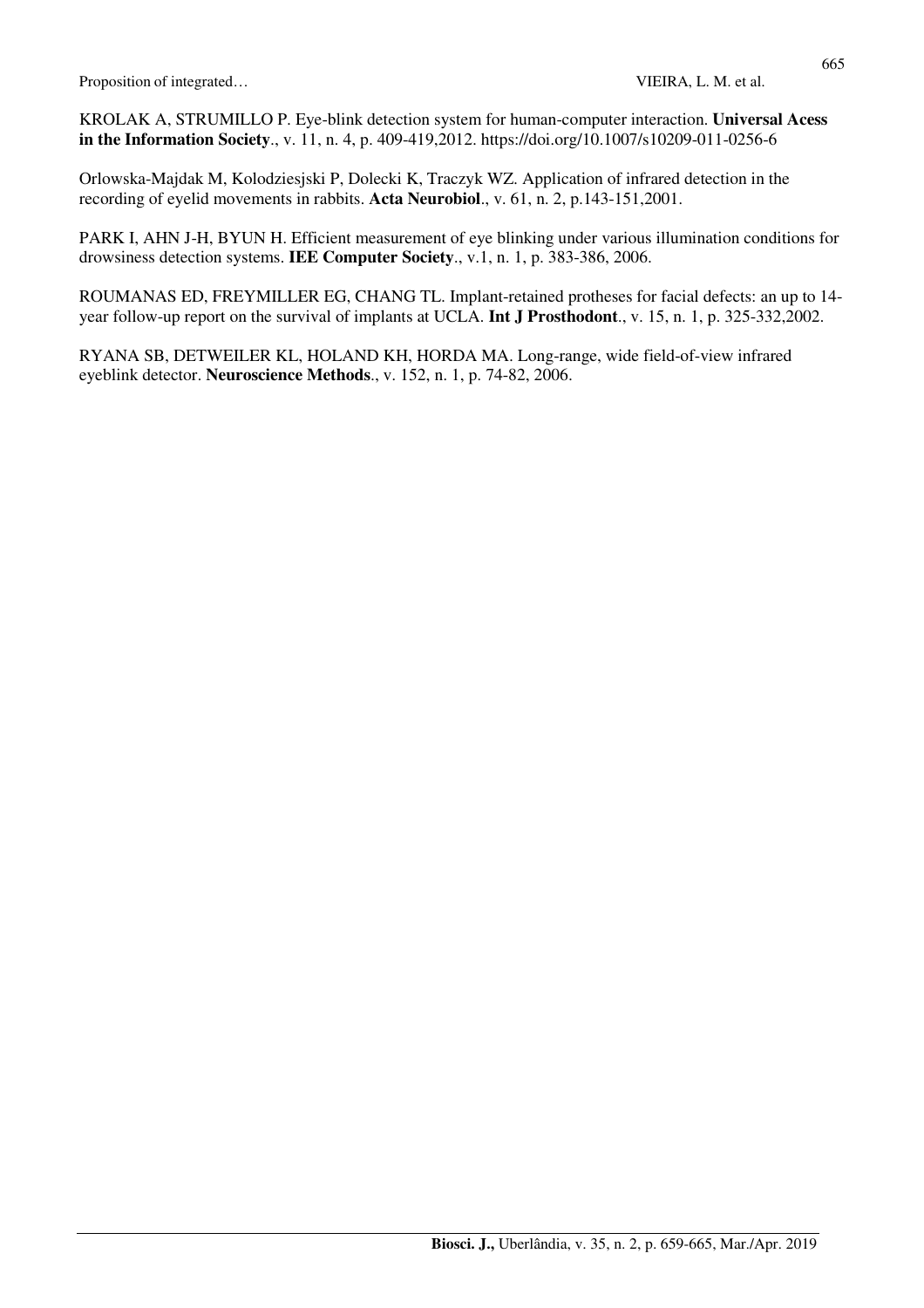KROLAK A, STRUMILLO P. Eye-blink detection system for human-computer interaction. **Universal Acess in the Information Society**., v. 11, n. 4, p. 409-419,2012. https://doi.org/10.1007/s10209-011-0256-6

Orlowska-Majdak M, Kolodziesjski P, Dolecki K, Traczyk WZ. Application of infrared detection in the recording of eyelid movements in rabbits. **Acta Neurobiol**., v. 61, n. 2, p.143-151,2001.

PARK I, AHN J-H, BYUN H. Efficient measurement of eye blinking under various illumination conditions for drowsiness detection systems. **IEE Computer Society**., v.1, n. 1, p. 383-386, 2006.

ROUMANAS ED, FREYMILLER EG, CHANG TL. Implant-retained protheses for facial defects: an up to 14-year follow-up report on the survival of implants at UCLA. **Int J Prosthodont**., v. 15, n. 1, p. 325-332,2002.

RYANA SB, DETWEILER KL, HOLAND KH, HORDA MA. Long-range, wide field-of-view infrared eyeblink detector. **Neuroscience Methods**., v. 152, n. 1, p. 74-82, 2006.